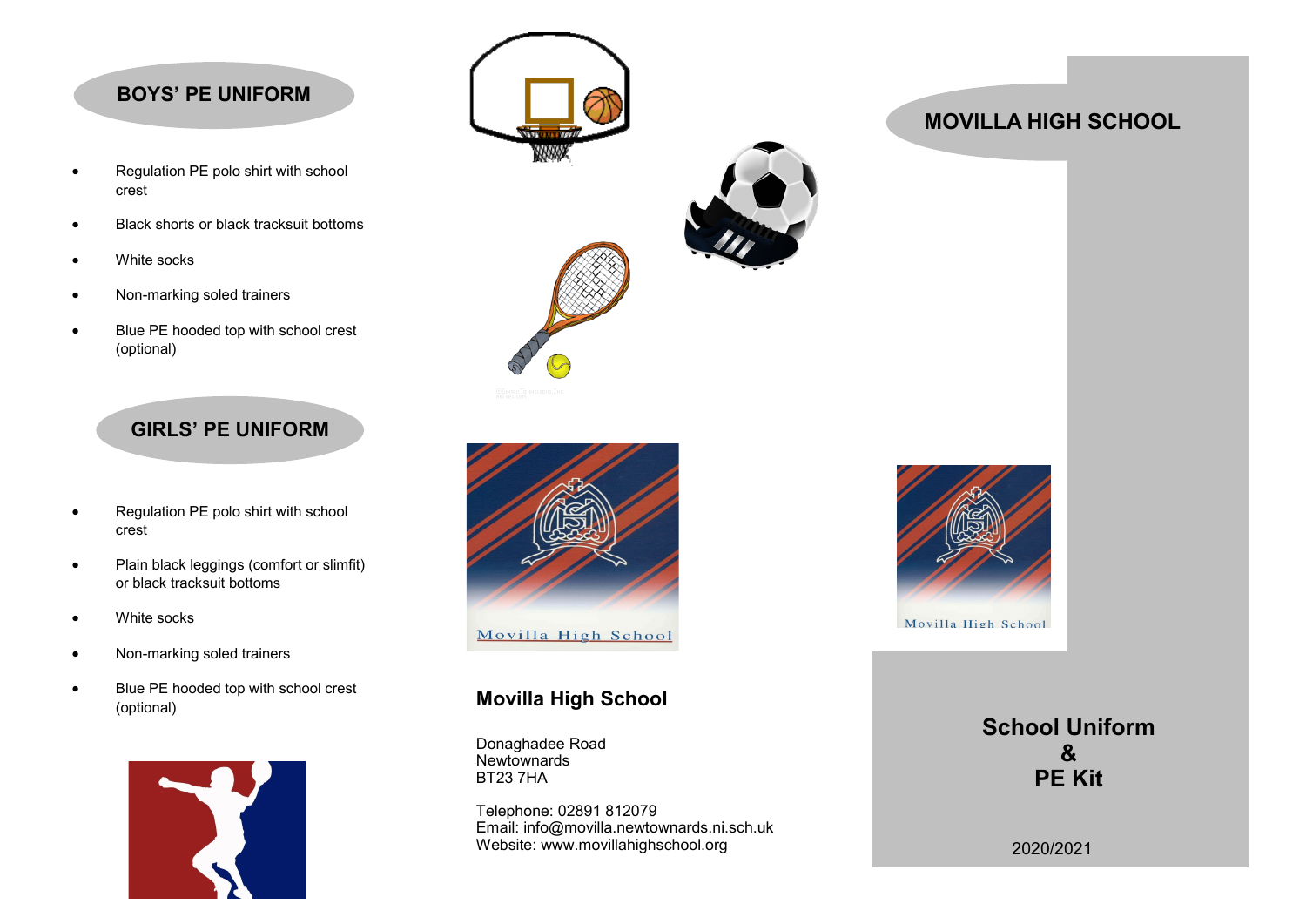## BOYS' PE UNIFORM

- Regulation PE polo shirt with school crest
- Black shorts or black tracksuit bottoms
- White socks
- Non-marking soled trainers
- Blue PE hooded top with school crest (optional)

## GIRLS' PE UNIFORM

- Regulation PE polo shirt with school crest
- Plain black leggings (comfort or slimfit) or black tracksuit bottoms
- White socks
- Non-marking soled trainers
- Blue PE hooded top with school crest (optional)

Movilla High School

### Movilla High School

Donaghadee Road
Newtownards
BT23 7HA

Telephone: 02891 812079
Email: info@movilla.newtownards.ni.sch.uk
Website: www.movillahighschool.org

## MOVILLA HIGH SCHOOL

Movilla High School

# School Uniform & PE Kit

2020/2021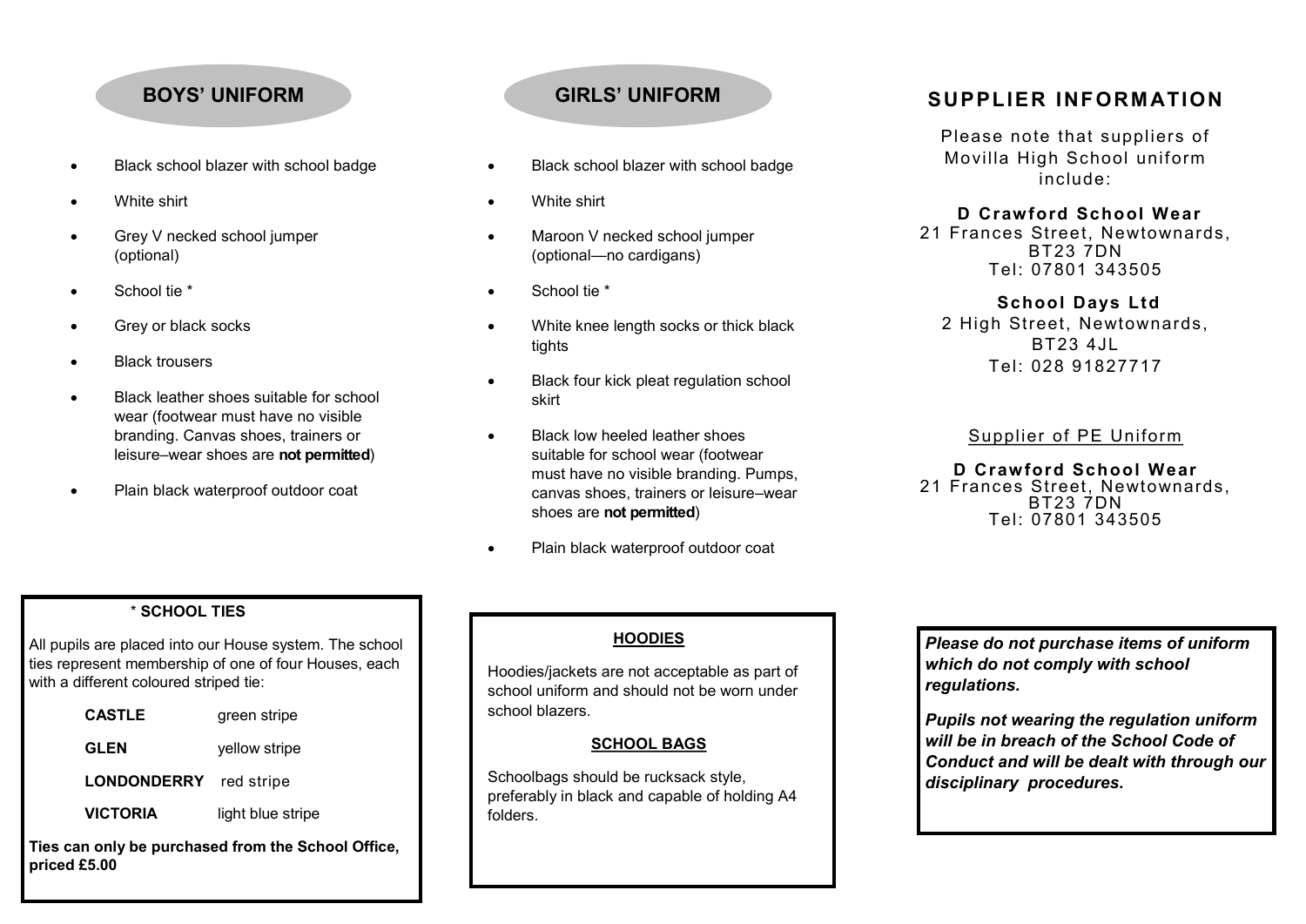## BOYS' UNIFORM

- Black school blazer with school badge
- White shirt
- Grey V necked school jumper (optional)
- School tie *
- Grey or black socks
- Black trousers
- Black leather shoes suitable for school wear (footwear must have no visible branding. Canvas shoes, trainers or leisure–wear shoes are **not permitted**)
- Plain black waterproof outdoor coat

## GIRLS' UNIFORM

- Black school blazer with school badge
- White shirt
- Maroon V necked school jumper (optional—no cardigans)
- School tie *
- White knee length socks or thick black tights
- Black four kick pleat regulation school skirt
- Black low heeled leather shoes suitable for school wear (footwear must have no visible branding. Pumps, canvas shoes, trainers or leisure–wear shoes are **not permitted**)
- Plain black waterproof outdoor coat

## SUPPLIER INFORMATION

Please note that suppliers of Movilla High School uniform include:

**D Crawford School Wear**
21 Frances Street, Newtownards, BT23 7DN
Tel: 07801 343505

**School Days Ltd**
2 High Street, Newtownards, BT23 4JL
Tel: 028 91827717

Supplier of PE Uniform

**D Crawford School Wear**
21 Frances Street, Newtownards, BT23 7DN
Tel: 07801 343505

### * SCHOOL TIES

All pupils are placed into our House system. The school ties represent membership of one of four Houses, each with a different coloured striped tie:

| | |
|---|---|
| **CASTLE** | green stripe |
| **GLEN** | yellow stripe |
| **LONDONDERRY** | red stripe |
| **VICTORIA** | light blue stripe |

**Ties can only be purchased from the School Office, priced £5.00**

### HOODIES

Hoodies/jackets are not acceptable as part of school uniform and should not be worn under school blazers.

### SCHOOL BAGS

Schoolbags should be rucksack style, preferably in black and capable of holding A4 folders.

***Please do not purchase items of uniform which do not comply with school regulations.***

***Pupils not wearing the regulation uniform will be in breach of the School Code of Conduct and will be dealt with through our disciplinary procedures.***